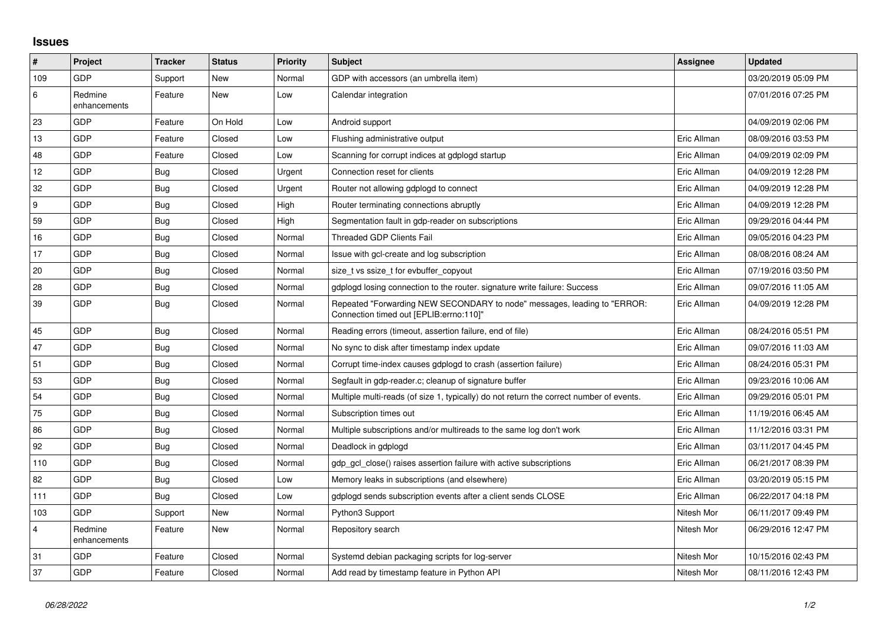## Issues

| # | Project | Tracker | Status | Priority | Subject | Assignee | Updated |
|---|---|---|---|---|---|---|---|
| 109 | GDP | Support | New | Normal | GDP with accessors (an umbrella item) | | 03/20/2019 05:09 PM |
| 6 | Redmine enhancements | Feature | New | Low | Calendar integration | | 07/01/2016 07:25 PM |
| 23 | GDP | Feature | On Hold | Low | Android support | | 04/09/2019 02:06 PM |
| 13 | GDP | Feature | Closed | Low | Flushing administrative output | Eric Allman | 08/09/2016 03:53 PM |
| 48 | GDP | Feature | Closed | Low | Scanning for corrupt indices at gdplogd startup | Eric Allman | 04/09/2019 02:09 PM |
| 12 | GDP | Bug | Closed | Urgent | Connection reset for clients | Eric Allman | 04/09/2019 12:28 PM |
| 32 | GDP | Bug | Closed | Urgent | Router not allowing gdplogd to connect | Eric Allman | 04/09/2019 12:28 PM |
| 9 | GDP | Bug | Closed | High | Router terminating connections abruptly | Eric Allman | 04/09/2019 12:28 PM |
| 59 | GDP | Bug | Closed | High | Segmentation fault in gdp-reader on subscriptions | Eric Allman | 09/29/2016 04:44 PM |
| 16 | GDP | Bug | Closed | Normal | Threaded GDP Clients Fail | Eric Allman | 09/05/2016 04:23 PM |
| 17 | GDP | Bug | Closed | Normal | Issue with gcl-create and log subscription | Eric Allman | 08/08/2016 08:24 AM |
| 20 | GDP | Bug | Closed | Normal | size_t vs ssize_t for evbuffer_copyout | Eric Allman | 07/19/2016 03:50 PM |
| 28 | GDP | Bug | Closed | Normal | gdplogd losing connection to the router. signature write failure: Success | Eric Allman | 09/07/2016 11:05 AM |
| 39 | GDP | Bug | Closed | Normal | Repeated "Forwarding NEW SECONDARY to node" messages, leading to "ERROR: Connection timed out [EPLIB:errno:110]" | Eric Allman | 04/09/2019 12:28 PM |
| 45 | GDP | Bug | Closed | Normal | Reading errors (timeout, assertion failure, end of file) | Eric Allman | 08/24/2016 05:51 PM |
| 47 | GDP | Bug | Closed | Normal | No sync to disk after timestamp index update | Eric Allman | 09/07/2016 11:03 AM |
| 51 | GDP | Bug | Closed | Normal | Corrupt time-index causes gdplogd to crash (assertion failure) | Eric Allman | 08/24/2016 05:31 PM |
| 53 | GDP | Bug | Closed | Normal | Segfault in gdp-reader.c; cleanup of signature buffer | Eric Allman | 09/23/2016 10:06 AM |
| 54 | GDP | Bug | Closed | Normal | Multiple multi-reads (of size 1, typically) do not return the correct number of events. | Eric Allman | 09/29/2016 05:01 PM |
| 75 | GDP | Bug | Closed | Normal | Subscription times out | Eric Allman | 11/19/2016 06:45 AM |
| 86 | GDP | Bug | Closed | Normal | Multiple subscriptions and/or multireads to the same log don't work | Eric Allman | 11/12/2016 03:31 PM |
| 92 | GDP | Bug | Closed | Normal | Deadlock in gdplogd | Eric Allman | 03/11/2017 04:45 PM |
| 110 | GDP | Bug | Closed | Normal | gdp_gcl_close() raises assertion failure with active subscriptions | Eric Allman | 06/21/2017 08:39 PM |
| 82 | GDP | Bug | Closed | Low | Memory leaks in subscriptions (and elsewhere) | Eric Allman | 03/20/2019 05:15 PM |
| 111 | GDP | Bug | Closed | Low | gdplogd sends subscription events after a client sends CLOSE | Eric Allman | 06/22/2017 04:18 PM |
| 103 | GDP | Support | New | Normal | Python3 Support | Nitesh Mor | 06/11/2017 09:49 PM |
| 4 | Redmine enhancements | Feature | New | Normal | Repository search | Nitesh Mor | 06/29/2016 12:47 PM |
| 31 | GDP | Feature | Closed | Normal | Systemd debian packaging scripts for log-server | Nitesh Mor | 10/15/2016 02:43 PM |
| 37 | GDP | Feature | Closed | Normal | Add read by timestamp feature in Python API | Nitesh Mor | 08/11/2016 12:43 PM |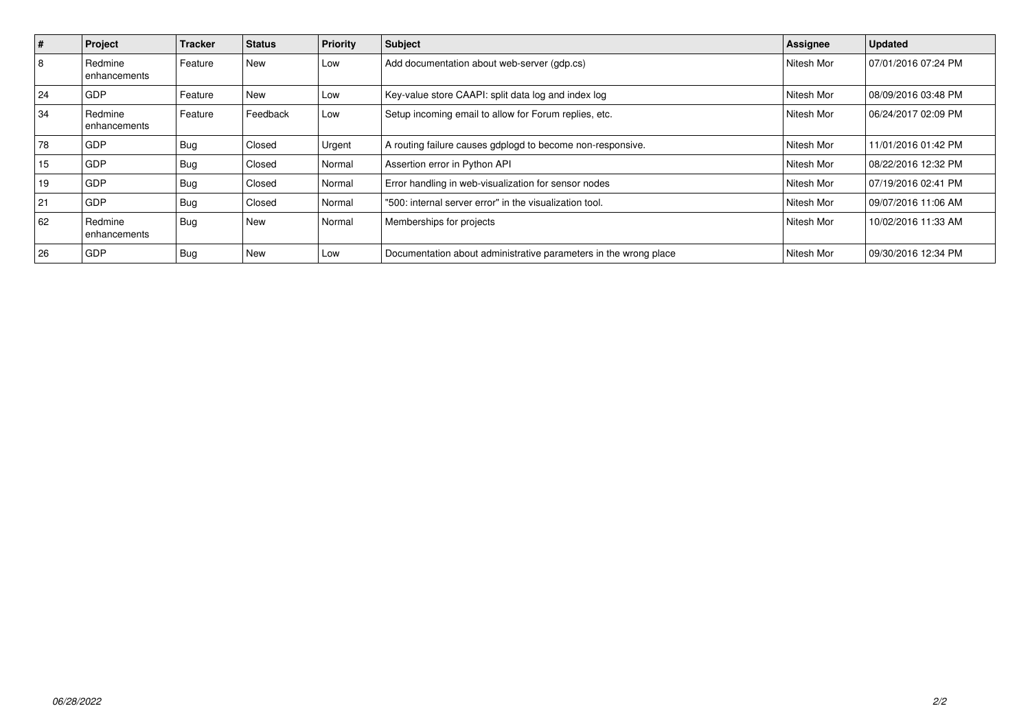| # | Project | Tracker | Status | Priority | Subject | Assignee | Updated |
|---|---|---|---|---|---|---|---|
| 8 | Redmine enhancements | Feature | New | Low | Add documentation about web-server (gdp.cs) | Nitesh Mor | 07/01/2016 07:24 PM |
| 24 | GDP | Feature | New | Low | Key-value store CAAPI: split data log and index log | Nitesh Mor | 08/09/2016 03:48 PM |
| 34 | Redmine enhancements | Feature | Feedback | Low | Setup incoming email to allow for Forum replies, etc. | Nitesh Mor | 06/24/2017 02:09 PM |
| 78 | GDP | Bug | Closed | Urgent | A routing failure causes gdplogd to become non-responsive. | Nitesh Mor | 11/01/2016 01:42 PM |
| 15 | GDP | Bug | Closed | Normal | Assertion error in Python API | Nitesh Mor | 08/22/2016 12:32 PM |
| 19 | GDP | Bug | Closed | Normal | Error handling in web-visualization for sensor nodes | Nitesh Mor | 07/19/2016 02:41 PM |
| 21 | GDP | Bug | Closed | Normal | "500: internal server error" in the visualization tool. | Nitesh Mor | 09/07/2016 11:06 AM |
| 62 | Redmine enhancements | Bug | New | Normal | Memberships for projects | Nitesh Mor | 10/02/2016 11:33 AM |
| 26 | GDP | Bug | New | Low | Documentation about administrative parameters in the wrong place | Nitesh Mor | 09/30/2016 12:34 PM |